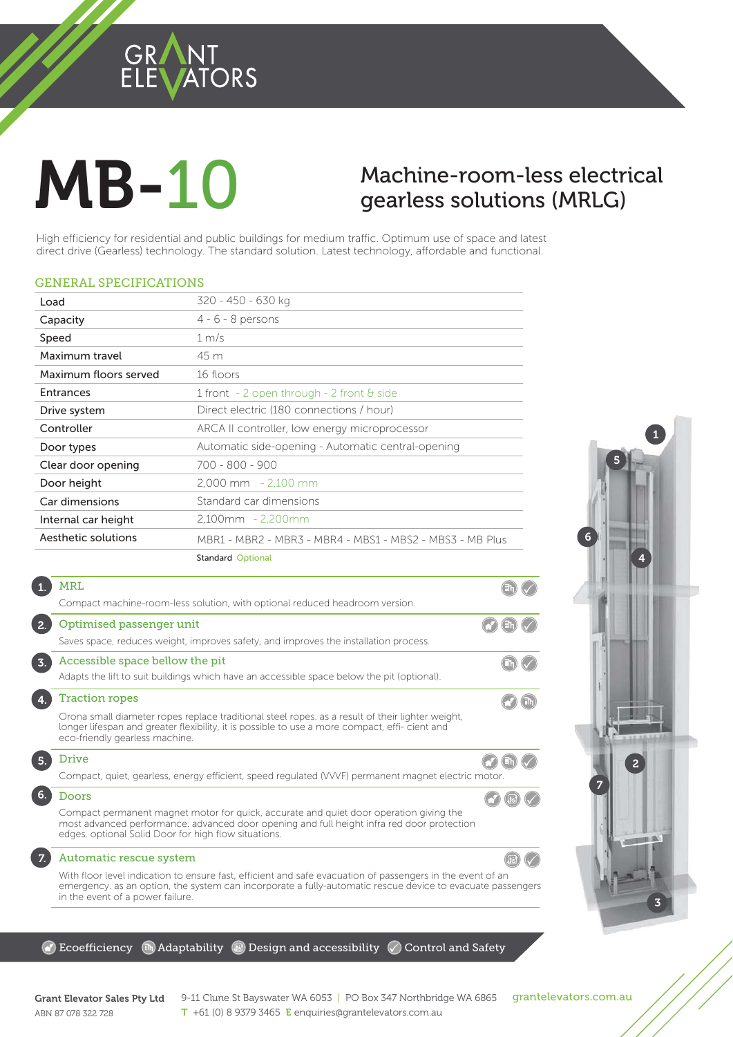GRANT ELEVATORS

# MB-10

## Machine-room-less electrical gearless solutions (MRLG)

High efficiency for residential and public buildings for medium traffic. Optimum use of space and latest direct drive (Gearless) technology. The standard solution. Latest technology, affordable and functional.

### GENERAL SPECIFICATIONS

| | |
|---|---|
| Load | 320 - 450 - 630 kg |
| Capacity | 4 - 6 - 8 persons |
| Speed | 1 m/s |
| Maximum travel | 45 m |
| Maximum floors served | 16 floors |
| Entrances | 1 front - 2 open through - 2 front & side |
| Drive system | Direct electric (180 connections / hour) |
| Controller | ARCA II controller, low energy microprocessor |
| Door types | Automatic side-opening - Automatic central-opening |
| Clear door opening | 700 - 800 - 900 |
| Door height | 2,000 mm - 2,100 mm |
| Car dimensions | Standard car dimensions |
| Internal car height | 2,100mm - 2,200mm |
| Aesthetic solutions | MBR1 - MBR2 - MBR3 - MBR4 - MBS1 - MBS2 - MBS3 - MB Plus |

Standard Optional

**1. MRL**

Compact machine-room-less solution, with optional reduced headroom version.

**2. Optimised passenger unit**

Saves space, reduces weight, improves safety, and improves the installation process.

**3. Accessible space bellow the pit**

Adapts the lift to suit buildings which have an accessible space below the pit (optional).

**4. Traction ropes**

Orona small diameter ropes replace traditional steel ropes. as a result of their lighter weight, longer lifespan and greater flexibility, it is possible to use a more compact, effi- cient and eco-friendly gearless machine.

**5. Drive**

Compact, quiet, gearless, energy efficient, speed regulated (VVVF) permanent magnet electric motor.

**6. Doors**

Compact permanent magnet motor for quick, accurate and quiet door operation giving the most advanced performance. advanced door opening and full height infra red door protection edges. optional Solid Door for high flow situations.

**7. Automatic rescue system**

With floor level indication to ensure fast, efficient and safe evacuation of passengers in the event of an emergency. as an option, the system can incorporate a fully-automatic rescue device to evacuate passengers in the event of a power failure.

Ecoefficiency | Adaptability | Design and accessibility | Control and Safety

**Grant Elevator Sales Pty Ltd**
ABN 87 078 322 728

9-11 Clune St Bayswater WA 6053 | PO Box 347 Northbridge WA 6865
T +61 (0) 8 9379 3465 E enquiries@grantelevators.com.au

grantelevators.com.au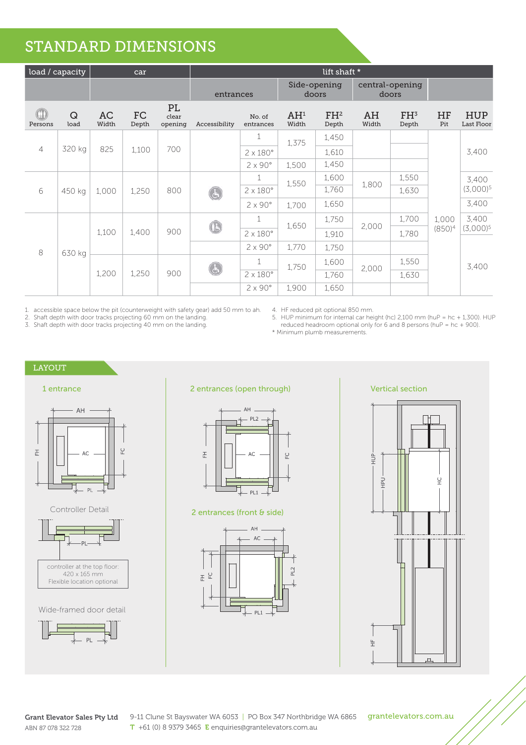# STANDARD DIMENSIONS

| load / capacity | | car | | | lift shaft * | | | | | | | |
|---|---|---|---|---|---|---|---|---|---|---|---|---|
| | | | | | entrances | | Side-opening doors | | central-opening doors | | | |
| Persons | Q load | AC Width | FC Depth | PL clear opening | Accessibility | No. of entrances | AH[1] Width | FH[2] Depth | AH Width | FH[3] Depth | HF Pit | HUP Last Floor |
| 4 | 320 kg | 825 | 1,100 | 700 | | 1 | 1,375 | 1,450 | | | 1,000 (850)[4] | 3,400 |
| | | | | | | 2 x 180° | | 1,610 | | | | |
| | | | | | | 2 x 90° | 1,500 | 1,450 | | | | |
| 6 | 450 kg | 1,000 | 1,250 | 800 | ♿ | 1 | 1,550 | 1,600 | 1,800 | 1,550 | | 3,400 (3,000)[5] |
| | | | | | | 2 x 180° | | 1,760 | | 1,630 | | |
| | | | | | | 2 x 90° | 1,700 | 1,650 | | | | 3,400 |
| 8 | 630 kg | 1,100 | 1,400 | 900 | ♿ | 1 | 1,650 | 1,750 | 2,000 | 1,700 | | 3,400 (3,000)[5] |
| | | | | | | 2 x 180° | | 1,910 | | 1,780 | | |
| | | | | | | 2 x 90° | 1,770 | 1,750 | | | | 3,400 |
| | | 1,200 | 1,250 | 900 | ♿ | 1 | 1,750 | 1,600 | 2,000 | 1,550 | | |
| | | | | | | 2 x 180° | | 1,760 | | 1,630 | | |
| | | | | | | 2 x 90° | 1,900 | 1,650 | | | | |

1. accessible space below the pit (counterweight with safety gear) add 50 mm to ah.
2. Shaft depth with door tracks projecting 60 mm on the landing.
3. Shaft depth with door tracks projecting 40 mm on the landing.
4. HF reduced pit optional 850 mm.
5. HUP minimum for internal car height (hc) 2,100 mm (huP = hc + 1,300). HUP reduced headroom optional only for 6 and 8 persons (huP = hc + 900).

\* Minimum plumb measurements.

## LAYOUT

1 entrance

AH
FH
AC
FC
PL

Controller Detail

PL

controller at the top floor: 420 x 165 mm
Flexible location optional

Wide-framed door detail

PL

2 entrances (open through)

AH
PL2
FH
AC
FC
PL1

2 entrances (front & side)

AH
AC
FH
FC
PL2
PL1

Vertical section

HUP
HPU
HC
HF

**Grant Elevator Sales Pty Ltd**
ABN 87 078 322 728

9-11 Clune St Bayswater WA 6053 | PO Box 347 Northbridge WA 6865
T +61 (0) 8 9379 3465 E enquiries@grantelevators.com.au

grantelevators.com.au